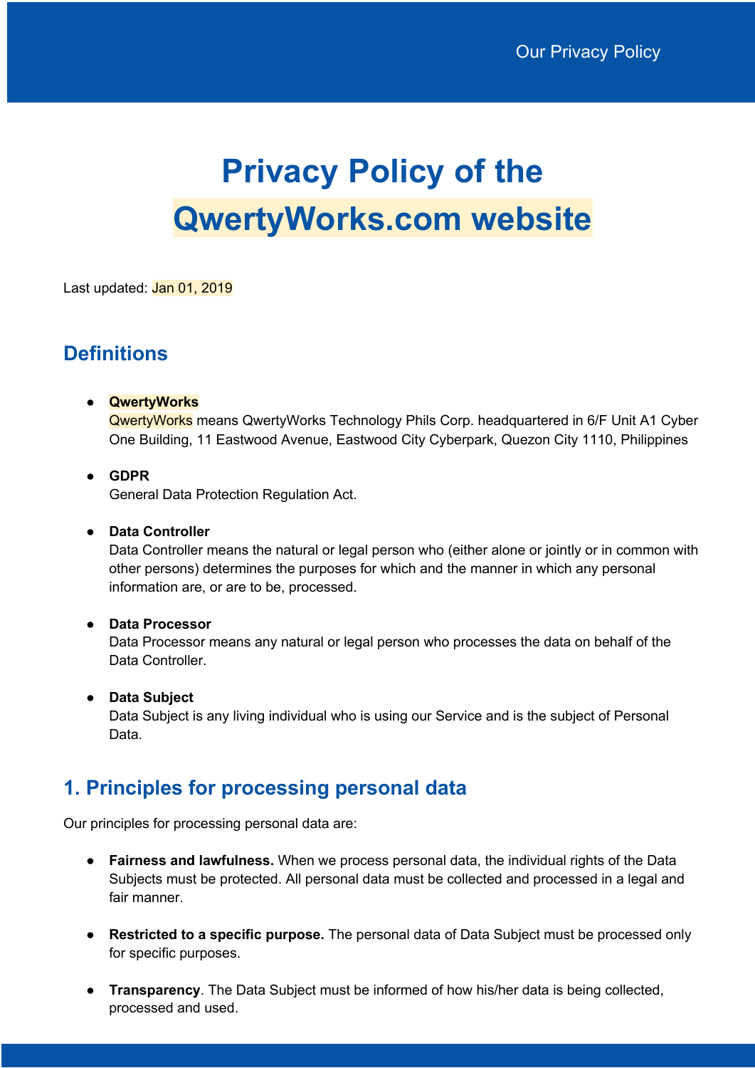# Privacy Policy of the QwertyWorks.com website

Last updated: Jan 01, 2019

## Definitions

- **QwertyWorks**
  QwertyWorks means QwertyWorks Technology Phils Corp. headquartered in 6/F Unit A1 Cyber One Building, 11 Eastwood Avenue, Eastwood City Cyberpark, Quezon City 1110, Philippines

- **GDPR**
  General Data Protection Regulation Act.

- **Data Controller**
  Data Controller means the natural or legal person who (either alone or jointly or in common with other persons) determines the purposes for which and the manner in which any personal information are, or are to be, processed.

- **Data Processor**
  Data Processor means any natural or legal person who processes the data on behalf of the Data Controller.

- **Data Subject**
  Data Subject is any living individual who is using our Service and is the subject of Personal Data.

## 1. Principles for processing personal data

Our principles for processing personal data are:

- **Fairness and lawfulness.** When we process personal data, the individual rights of the Data Subjects must be protected. All personal data must be collected and processed in a legal and fair manner.

- **Restricted to a specific purpose.** The personal data of Data Subject must be processed only for specific purposes.

- **Transparency**. The Data Subject must be informed of how his/her data is being collected, processed and used.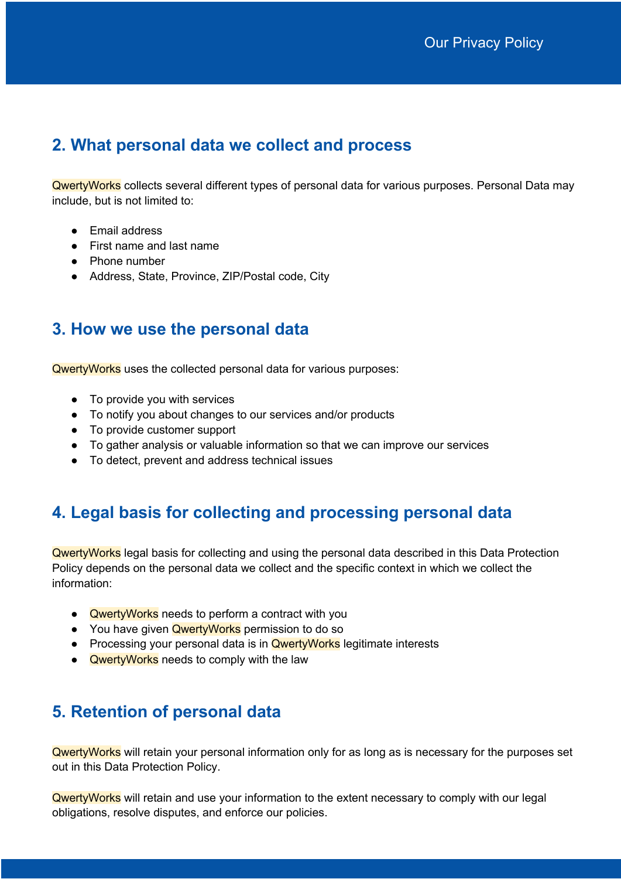## 2. What personal data we collect and process

QwertyWorks collects several different types of personal data for various purposes. Personal Data may include, but is not limited to:

- Email address
- First name and last name
- Phone number
- Address, State, Province, ZIP/Postal code, City

## 3. How we use the personal data

QwertyWorks uses the collected personal data for various purposes:

- To provide you with services
- To notify you about changes to our services and/or products
- To provide customer support
- To gather analysis or valuable information so that we can improve our services
- To detect, prevent and address technical issues

## 4. Legal basis for collecting and processing personal data

QwertyWorks legal basis for collecting and using the personal data described in this Data Protection Policy depends on the personal data we collect and the specific context in which we collect the information:

- QwertyWorks needs to perform a contract with you
- You have given QwertyWorks permission to do so
- Processing your personal data is in QwertyWorks legitimate interests
- QwertyWorks needs to comply with the law

## 5. Retention of personal data

QwertyWorks will retain your personal information only for as long as is necessary for the purposes set out in this Data Protection Policy.

QwertyWorks will retain and use your information to the extent necessary to comply with our legal obligations, resolve disputes, and enforce our policies.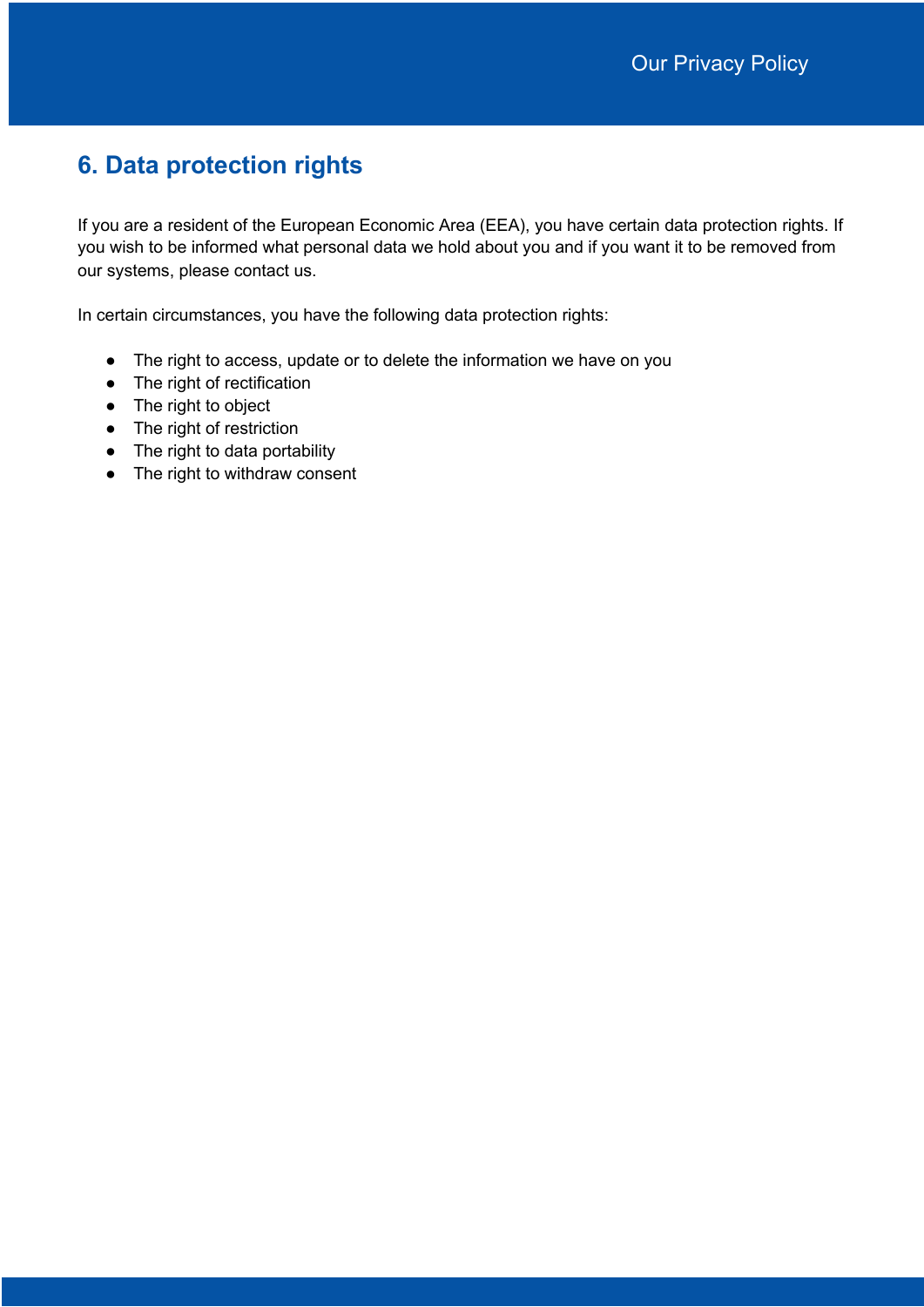## 6. Data protection rights

If you are a resident of the European Economic Area (EEA), you have certain data protection rights. If you wish to be informed what personal data we hold about you and if you want it to be removed from our systems, please contact us.

In certain circumstances, you have the following data protection rights:

- The right to access, update or to delete the information we have on you
- The right of rectification
- The right to object
- The right of restriction
- The right to data portability
- The right to withdraw consent